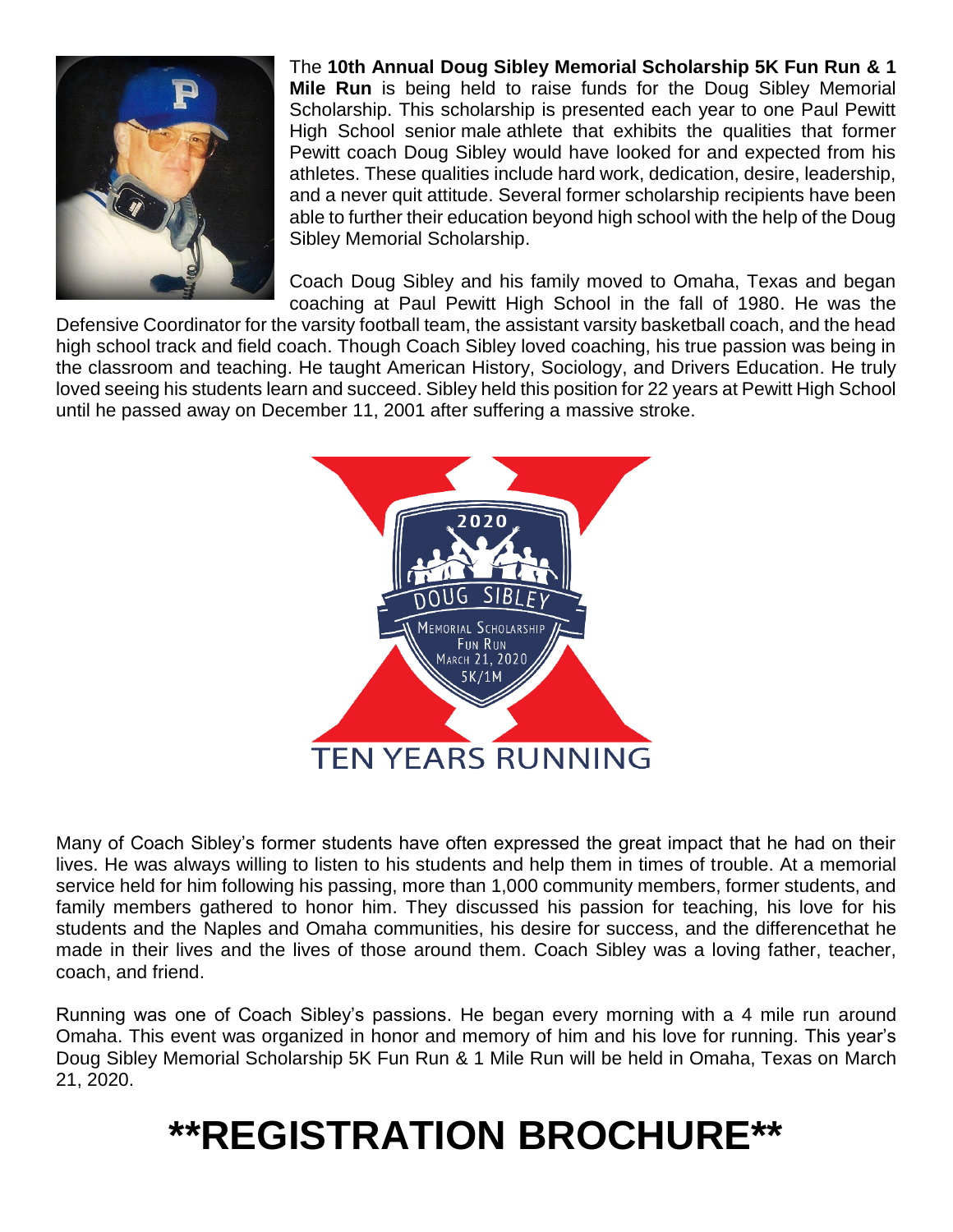The **10th Annual Doug Sibley Memorial Scholarship 5K Fun Run & 1 Mile Run** is being held to raise funds for the Doug Sibley Memorial Scholarship. This scholarship is presented each year to one Paul Pewitt High School senior male athlete that exhibits the qualities that former Pewitt coach Doug Sibley would have looked for and expected from his athletes. These qualities include hard work, dedication, desire, leadership, and a never quit attitude. Several former scholarship recipients have been able to further their education beyond high school with the help of the Doug Sibley Memorial Scholarship.

Coach Doug Sibley and his family moved to Omaha, Texas and began coaching at Paul Pewitt High School in the fall of 1980. He was the Defensive Coordinator for the varsity football team, the assistant varsity basketball coach, and the head high school track and field coach. Though Coach Sibley loved coaching, his true passion was being in the classroom and teaching. He taught American History, Sociology, and Drivers Education. He truly loved seeing his students learn and succeed. Sibley held this position for 22 years at Pewitt High School until he passed away on December 11, 2001 after suffering a massive stroke.

2020 DOUG SIBLEY MEMORIAL SCHOLARSHIP FUN RUN MARCH 21, 2020 5K/1M

TEN YEARS RUNNING

Many of Coach Sibley's former students have often expressed the great impact that he had on their lives. He was always willing to listen to his students and help them in times of trouble. At a memorial service held for him following his passing, more than 1,000 community members, former students, and family members gathered to honor him. They discussed his passion for teaching, his love for his students and the Naples and Omaha communities, his desire for success, and the differencethat he made in their lives and the lives of those around them. Coach Sibley was a loving father, teacher, coach, and friend.

Running was one of Coach Sibley's passions. He began every morning with a 4 mile run around Omaha. This event was organized in honor and memory of him and his love for running. This year's Doug Sibley Memorial Scholarship 5K Fun Run & 1 Mile Run will be held in Omaha, Texas on March 21, 2020.

# **REGISTRATION BROCHURE**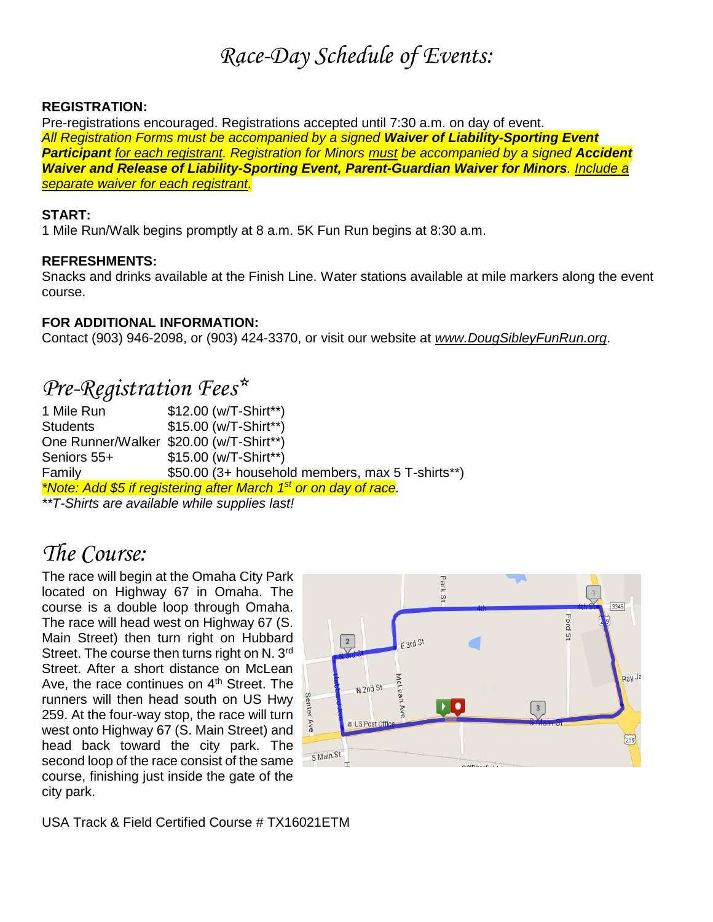# *Race-Day Schedule of Events:*

**REGISTRATION:**
Pre-registrations encouraged. Registrations accepted until 7:30 a.m. on day of event.
*All Registration Forms must be accompanied by a signed **Waiver of Liability-Sporting Event Participant** for each registrant. Registration for Minors must be accompanied by a signed **Accident Waiver and Release of Liability-Sporting Event, Parent-Guardian Waiver for Minors**. Include a separate waiver for each registrant.*

**START:**
1 Mile Run/Walk begins promptly at 8 a.m. 5K Fun Run begins at 8:30 a.m.

**REFRESHMENTS:**
Snacks and drinks available at the Finish Line. Water stations available at mile markers along the event course.

**FOR ADDITIONAL INFORMATION:**
Contact (903) 946-2098, or (903) 424-3370, or visit our website at *www.DougSibleyFunRun.org*.

# *Pre-Registration Fees*\*

| | |
|---|---|
| 1 Mile Run | $12.00 (w/T-Shirt**) |
| Students | $15.00 (w/T-Shirt**) |
| One Runner/Walker | $20.00 (w/T-Shirt**) |
| Seniors 55+ | $15.00 (w/T-Shirt**) |
| Family | $50.00 (3+ household members, max 5 T-shirts**) |

*\*Note: Add $5 if registering after March 1st or on day of race.*
*\*\*T-Shirts are available while supplies last!*

# *The Course:*

The race will begin at the Omaha City Park located on Highway 67 in Omaha. The course is a double loop through Omaha. The race will head west on Highway 67 (S. Main Street) then turn right on Hubbard Street. The course then turns right on N. 3rd Street. After a short distance on McLean Ave, the race continues on 4th Street. The runners will then head south on US Hwy 259. At the four-way stop, the race will turn west onto Highway 67 (S. Main Street) and head back toward the city park. The second loop of the race consist of the same course, finishing just inside the gate of the city park.

USA Track & Field Certified Course # TX16021ETM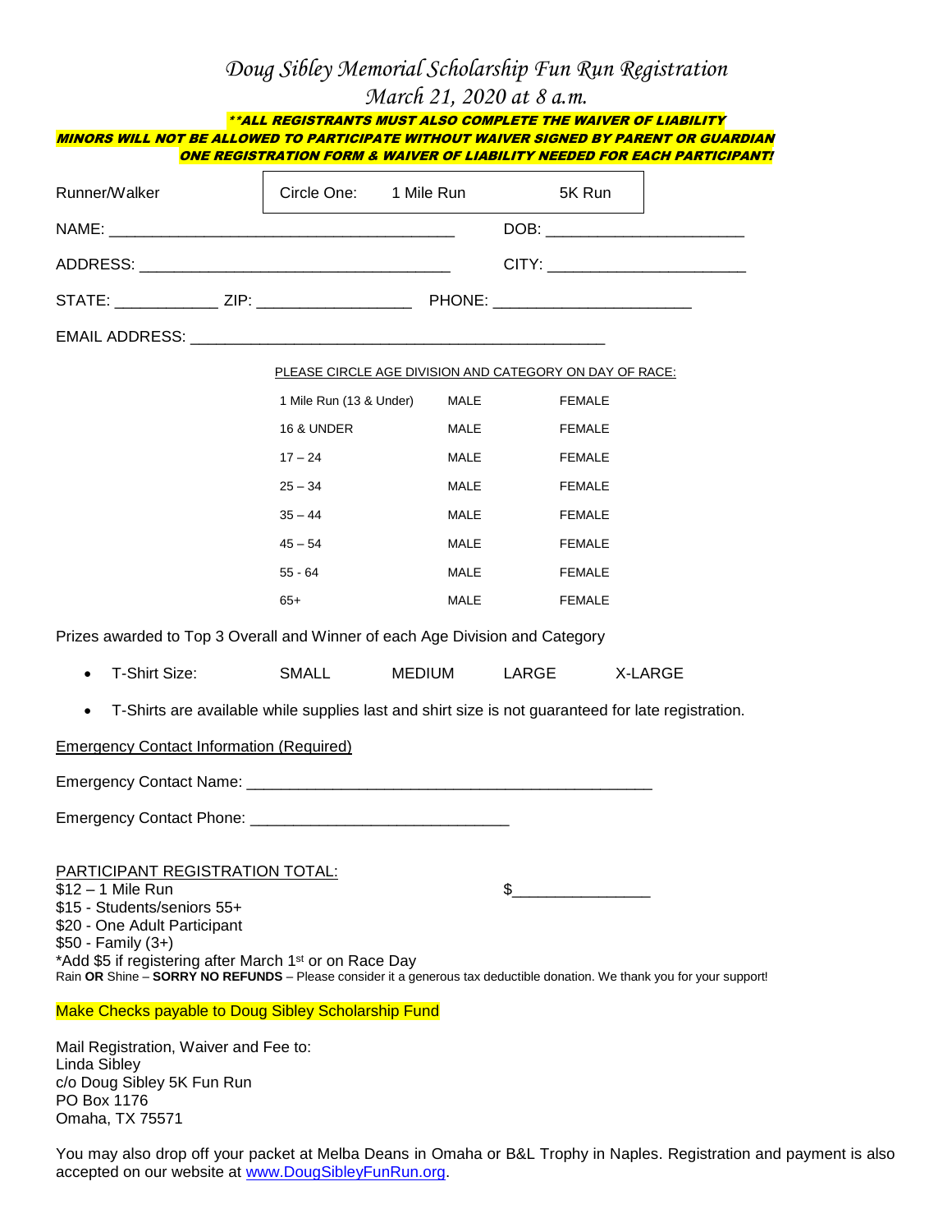# Doug Sibley Memorial Scholarship Fun Run Registration

## March 21, 2020 at 8 a.m.

***\*\*ALL REGISTRANTS MUST ALSO COMPLETE THE WAIVER OF LIABILITY***

***MINORS WILL NOT BE ALLOWED TO PARTICIPATE WITHOUT WAIVER SIGNED BY PARENT OR GUARDIAN***

***ONE REGISTRATION FORM & WAIVER OF LIABILITY NEEDED FOR EACH PARTICIPANT!***

Runner/Walker — Circle One: 1 Mile Run 5K Run

NAME: ________________________________________ DOB: ______________________

ADDRESS: ____________________________________ CITY: ______________________

STATE: ___________ ZIP: _________________ PHONE: ______________________

EMAIL ADDRESS: ________________________________________________

PLEASE CIRCLE AGE DIVISION AND CATEGORY ON DAY OF RACE:

| | | |
|---|---|---|
| 1 Mile Run (13 & Under) | MALE | FEMALE |
| 16 & UNDER | MALE | FEMALE |
| 17 – 24 | MALE | FEMALE |
| 25 – 34 | MALE | FEMALE |
| 35 – 44 | MALE | FEMALE |
| 45 – 54 | MALE | FEMALE |
| 55 - 64 | MALE | FEMALE |
| 65+ | MALE | FEMALE |

Prizes awarded to Top 3 Overall and Winner of each Age Division and Category

- T-Shirt Size: SMALL MEDIUM LARGE X-LARGE
- T-Shirts are available while supplies last and shirt size is not guaranteed for late registration.

Emergency Contact Information (Required)

Emergency Contact Name: ______________________________________________

Emergency Contact Phone: ______________________________

PARTICIPANT REGISTRATION TOTAL:

$12 – 1 Mile Run $_______________

$15 - Students/seniors 55+

$20 - One Adult Participant

$50 - Family (3+)

*Add $5 if registering after March 1st or on Race Day

Rain **OR** Shine – **SORRY NO REFUNDS** – Please consider it a generous tax deductible donation. We thank you for your support!

Make Checks payable to Doug Sibley Scholarship Fund

Mail Registration, Waiver and Fee to:
Linda Sibley
c/o Doug Sibley 5K Fun Run
PO Box 1176
Omaha, TX 75571

You may also drop off your packet at Melba Deans in Omaha or B&L Trophy in Naples. Registration and payment is also accepted on our website at www.DougSibleyFunRun.org.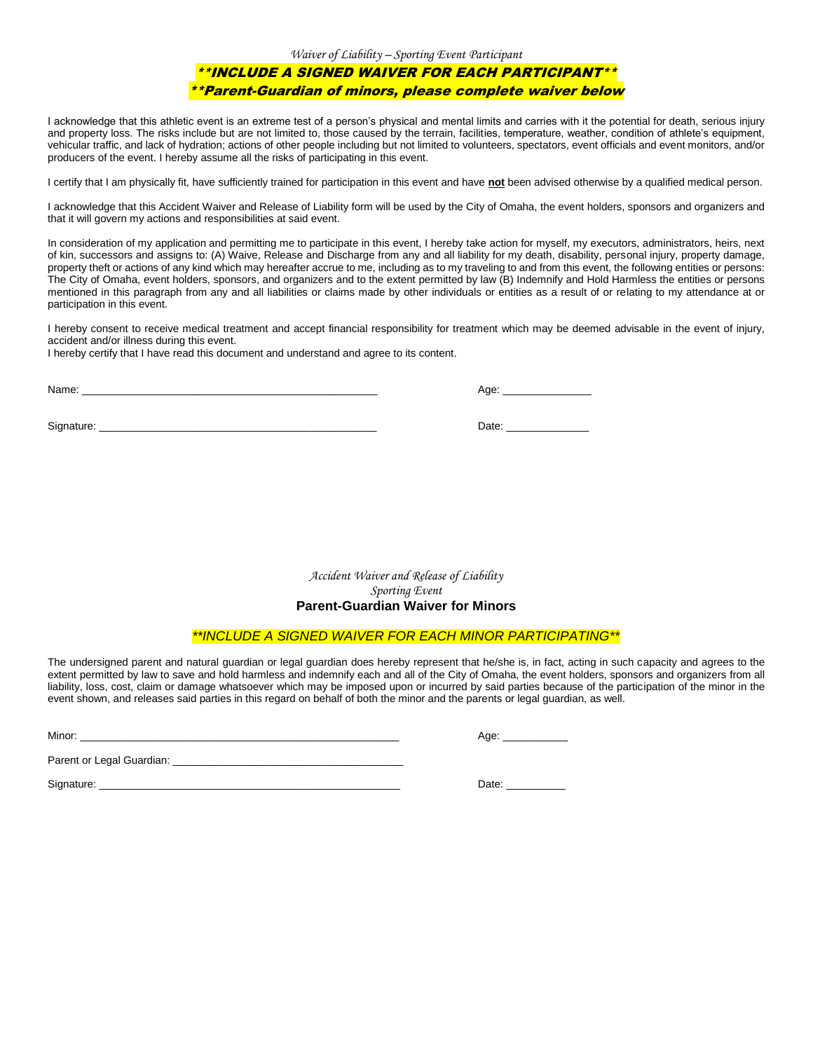*Waiver of Liability – Sporting Event Participant*

**\*\*INCLUDE A SIGNED WAIVER FOR EACH PARTICIPANT\*\***

**\*\*Parent-Guardian of minors, please complete waiver below**

I acknowledge that this athletic event is an extreme test of a person's physical and mental limits and carries with it the potential for death, serious injury and property loss. The risks include but are not limited to, those caused by the terrain, facilities, temperature, weather, condition of athlete's equipment, vehicular traffic, and lack of hydration; actions of other people including but not limited to volunteers, spectators, event officials and event monitors, and/or producers of the event. I hereby assume all the risks of participating in this event.

I certify that I am physically fit, have sufficiently trained for participation in this event and have **not** been advised otherwise by a qualified medical person.

I acknowledge that this Accident Waiver and Release of Liability form will be used by the City of Omaha, the event holders, sponsors and organizers and that it will govern my actions and responsibilities at said event.

In consideration of my application and permitting me to participate in this event, I hereby take action for myself, my executors, administrators, heirs, next of kin, successors and assigns to: (A) Waive, Release and Discharge from any and all liability for my death, disability, personal injury, property damage, property theft or actions of any kind which may hereafter accrue to me, including as to my traveling to and from this event, the following entities or persons: The City of Omaha, event holders, sponsors, and organizers and to the extent permitted by law (B) Indemnify and Hold Harmless the entities or persons mentioned in this paragraph from any and all liabilities or claims made by other individuals or entities as a result of or relating to my attendance at or participation in this event.

I hereby consent to receive medical treatment and accept financial responsibility for treatment which may be deemed advisable in the event of injury, accident and/or illness during this event.
I hereby certify that I have read this document and understand and agree to its content.

Name: ___________________________________________________ Age: _______________

Signature: _______________________________________________ Date: ______________

*Accident Waiver and Release of Liability*
*Sporting Event*

## Parent-Guardian Waiver for Minors

***\*\*INCLUDE A SIGNED WAIVER FOR EACH MINOR PARTICIPATING\*\****

The undersigned parent and natural guardian or legal guardian does hereby represent that he/she is, in fact, acting in such capacity and agrees to the extent permitted by law to save and hold harmless and indemnify each and all of the City of Omaha, the event holders, sponsors and organizers from all liability, loss, cost, claim or damage whatsoever which may be imposed upon or incurred by said parties because of the participation of the minor in the event shown, and releases said parties in this regard on behalf of both the minor and the parents or legal guardian, as well.

Minor: ________________________________________________________ Age: ___________

Parent or Legal Guardian: ______________________________________

Signature: _____________________________________________________ Date: __________